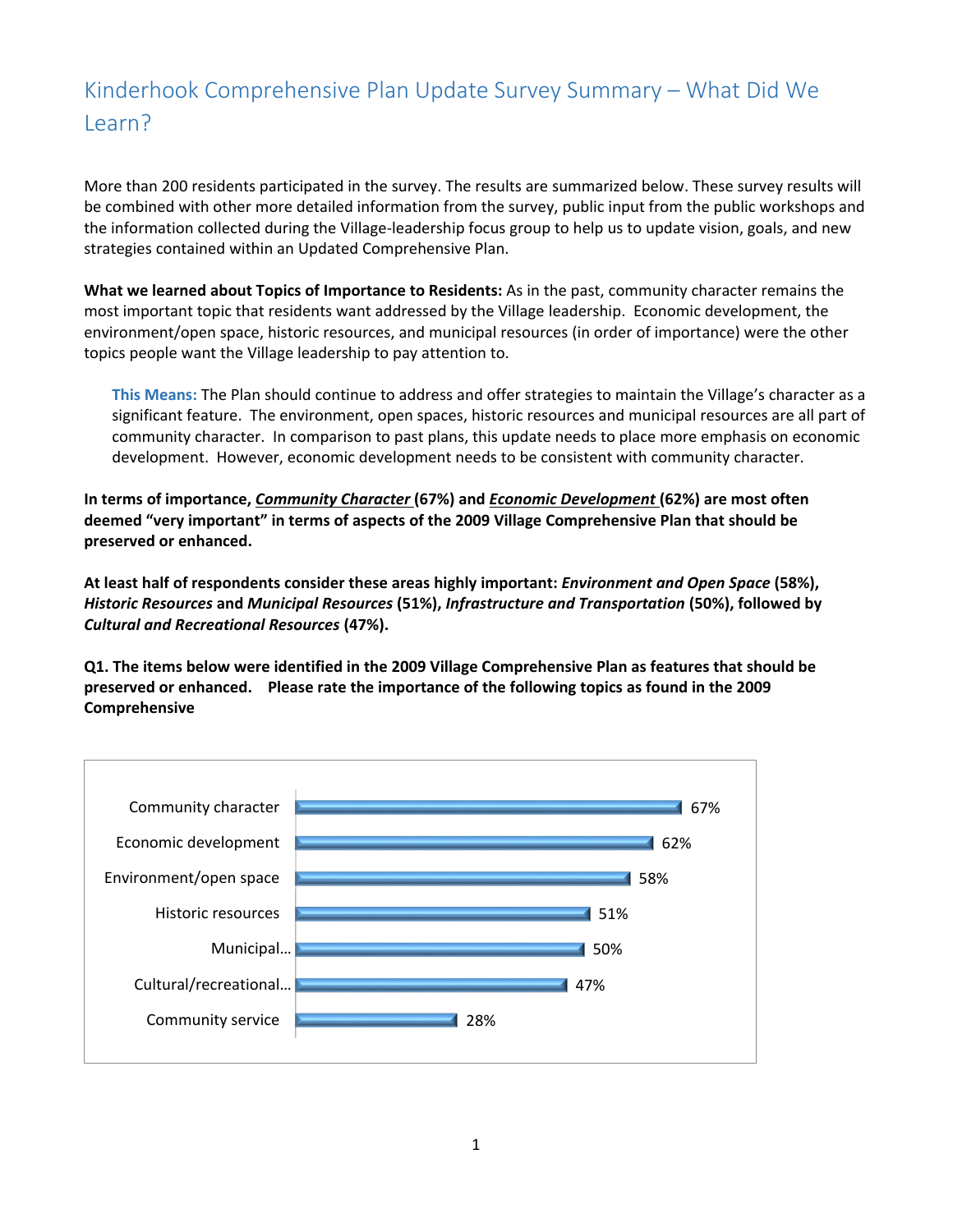# Kinderhook Comprehensive Plan Update Survey Summary – What Did We Learn?

More than 200 residents participated in the survey. The results are summarized below. These survey results will be combined with other more detailed information from the survey, public input from the public workshops and the information collected during the Village-leadership focus group to help us to update vision, goals, and new strategies contained within an Updated Comprehensive Plan.

**What we learned about Topics of Importance to Residents:** As in the past, community character remains the most important topic that residents want addressed by the Village leadership. Economic development, the environment/open space, historic resources, and municipal resources (in order of importance) were the other topics people want the Village leadership to pay attention to.

> **This Means:** The Plan should continue to address and offer strategies to maintain the Village's character as a significant feature. The environment, open spaces, historic resources and municipal resources are all part of community character. In comparison to past plans, this update needs to place more emphasis on economic development. However, economic development needs to be consistent with community character.

**In terms of importance, *<u>Community Character</u>* (67%) and *<u>Economic Development</u>* (62%) are most often deemed "very important" in terms of aspects of the 2009 Village Comprehensive Plan that should be preserved or enhanced.**

**At least half of respondents consider these areas highly important: *Environment and Open Space* (58%), *Historic Resources* and *Municipal Resources* (51%), *Infrastructure and Transportation* (50%), followed by *Cultural and Recreational Resources* (47%).**

**Q1. The items below were identified in the 2009 Village Comprehensive Plan as features that should be preserved or enhanced. Please rate the importance of the following topics as found in the 2009 Comprehensive**

| Topic | Percent |
|---|---|
| Community character | 67% |
| Economic development | 62% |
| Environment/open space | 58% |
| Historic resources | 51% |
| Municipal… | 50% |
| Cultural/recreational… | 47% |
| Community service | 28% |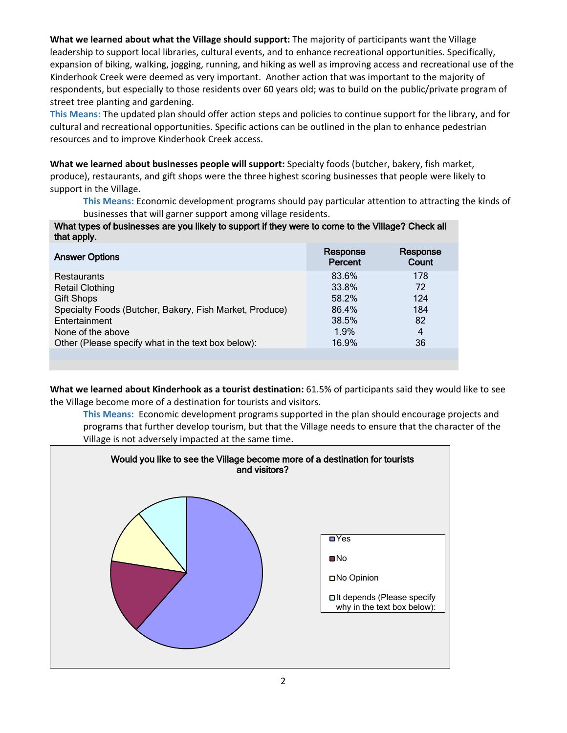**What we learned about what the Village should support:** The majority of participants want the Village leadership to support local libraries, cultural events, and to enhance recreational opportunities. Specifically, expansion of biking, walking, jogging, running, and hiking as well as improving access and recreational use of the Kinderhook Creek were deemed as very important. Another action that was important to the majority of respondents, but especially to those residents over 60 years old; was to build on the public/private program of street tree planting and gardening.

**This Means:** The updated plan should offer action steps and policies to continue support for the library, and for cultural and recreational opportunities. Specific actions can be outlined in the plan to enhance pedestrian resources and to improve Kinderhook Creek access.

**What we learned about businesses people will support:** Specialty foods (butcher, bakery, fish market, produce), restaurants, and gift shops were the three highest scoring businesses that people were likely to support in the Village.

**This Means:** Economic development programs should pay particular attention to attracting the kinds of businesses that will garner support among village residents.

**What types of businesses are you likely to support if they were to come to the Village? Check all that apply.**

| Answer Options | Response Percent | Response Count |
|---|---|---|
| Restaurants | 83.6% | 178 |
| Retail Clothing | 33.8% | 72 |
| Gift Shops | 58.2% | 124 |
| Specialty Foods (Butcher, Bakery, Fish Market, Produce) | 86.4% | 184 |
| Entertainment | 38.5% | 82 |
| None of the above | 1.9% | 4 |
| Other (Please specify what in the text box below): | 16.9% | 36 |

**What we learned about Kinderhook as a tourist destination:** 61.5% of participants said they would like to see the Village become more of a destination for tourists and visitors.

**This Means:** Economic development programs supported in the plan should encourage projects and programs that further develop tourism, but that the Village needs to ensure that the character of the Village is not adversely impacted at the same time.

**Would you like to see the Village become more of a destination for tourists and visitors?**

- Yes
- No
- No Opinion
- It depends (Please specify why in the text box below):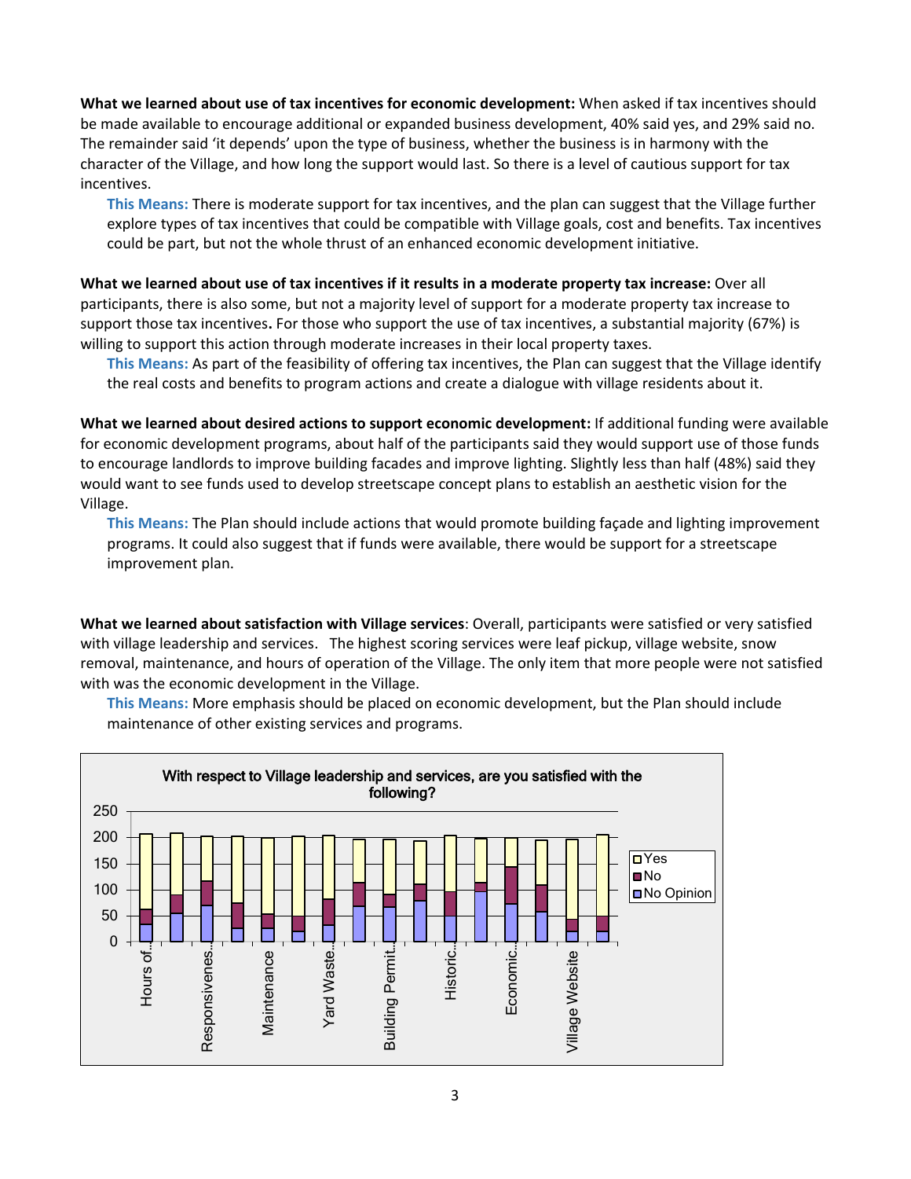**What we learned about use of tax incentives for economic development:** When asked if tax incentives should be made available to encourage additional or expanded business development, 40% said yes, and 29% said no. The remainder said 'it depends' upon the type of business, whether the business is in harmony with the character of the Village, and how long the support would last. So there is a level of cautious support for tax incentives.

> **This Means:** There is moderate support for tax incentives, and the plan can suggest that the Village further explore types of tax incentives that could be compatible with Village goals, cost and benefits. Tax incentives could be part, but not the whole thrust of an enhanced economic development initiative.

**What we learned about use of tax incentives if it results in a moderate property tax increase:** Over all participants, there is also some, but not a majority level of support for a moderate property tax increase to support those tax incentives**.** For those who support the use of tax incentives, a substantial majority (67%) is willing to support this action through moderate increases in their local property taxes.

> **This Means:** As part of the feasibility of offering tax incentives, the Plan can suggest that the Village identify the real costs and benefits to program actions and create a dialogue with village residents about it.

**What we learned about desired actions to support economic development:** If additional funding were available for economic development programs, about half of the participants said they would support use of those funds to encourage landlords to improve building facades and improve lighting. Slightly less than half (48%) said they would want to see funds used to develop streetscape concept plans to establish an aesthetic vision for the Village.

> **This Means:** The Plan should include actions that would promote building façade and lighting improvement programs. It could also suggest that if funds were available, there would be support for a streetscape improvement plan.

**What we learned about satisfaction with Village services**: Overall, participants were satisfied or very satisfied with village leadership and services. The highest scoring services were leaf pickup, village website, snow removal, maintenance, and hours of operation of the Village. The only item that more people were not satisfied with was the economic development in the Village.

> **This Means:** More emphasis should be placed on economic development, but the Plan should include maintenance of other existing services and programs.

With respect to Village leadership and services, are you satisfied with the following?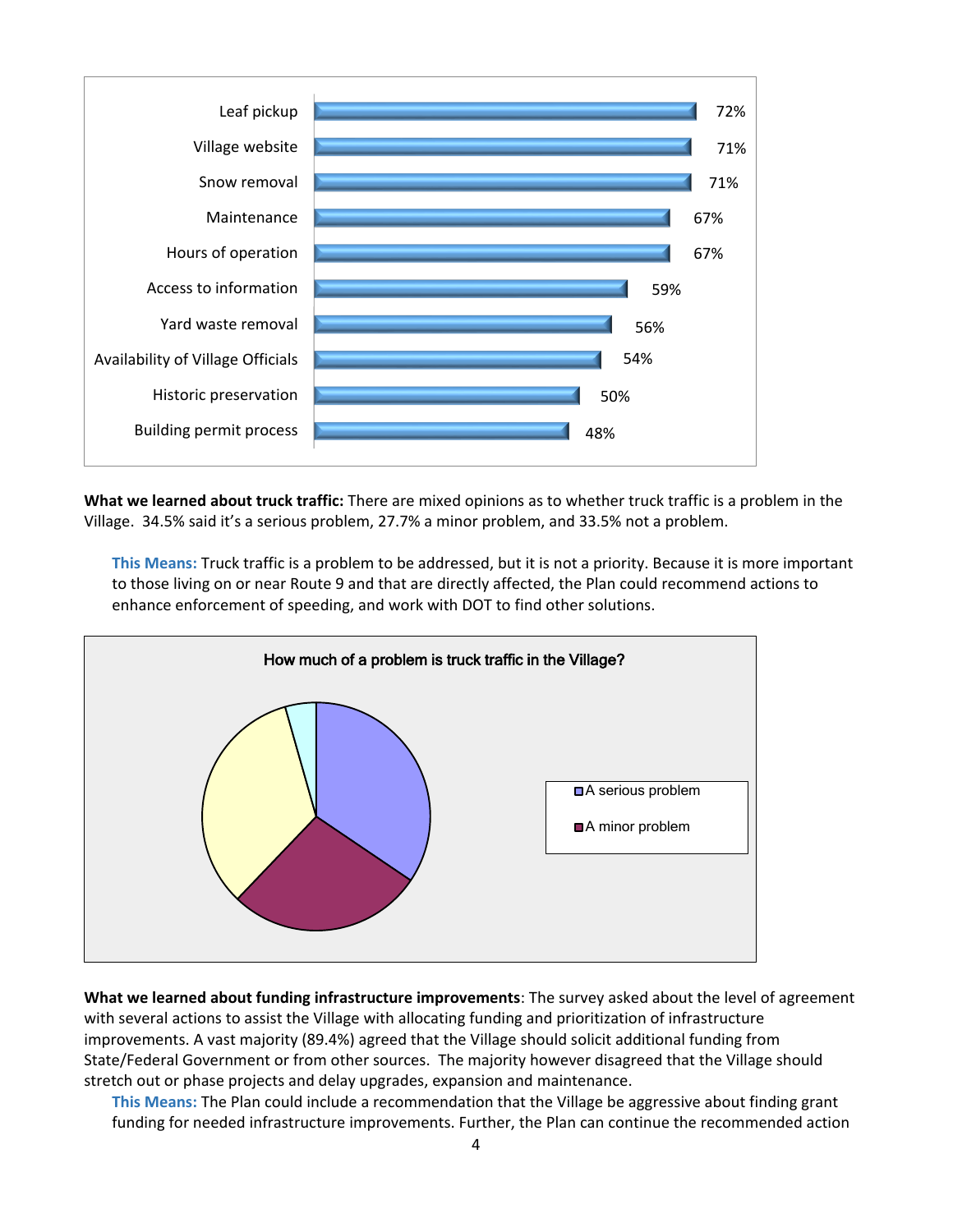| Item | Percentage |
| --- | --- |
| Leaf pickup | 72% |
| Village website | 71% |
| Snow removal | 71% |
| Maintenance | 67% |
| Hours of operation | 67% |
| Access to information | 59% |
| Yard waste removal | 56% |
| Availability of Village Officials | 54% |
| Historic preservation | 50% |
| Building permit process | 48% |

**What we learned about truck traffic:** There are mixed opinions as to whether truck traffic is a problem in the Village. 34.5% said it's a serious problem, 27.7% a minor problem, and 33.5% not a problem.

**This Means:** Truck traffic is a problem to be addressed, but it is not a priority. Because it is more important to those living on or near Route 9 and that are directly affected, the Plan could recommend actions to enhance enforcement of speeding, and work with DOT to find other solutions.

How much of a problem is truck traffic in the Village?

- A serious problem
- A minor problem

**What we learned about funding infrastructure improvements**: The survey asked about the level of agreement with several actions to assist the Village with allocating funding and prioritization of infrastructure improvements. A vast majority (89.4%) agreed that the Village should solicit additional funding from State/Federal Government or from other sources. The majority however disagreed that the Village should stretch out or phase projects and delay upgrades, expansion and maintenance.

**This Means:** The Plan could include a recommendation that the Village be aggressive about finding grant funding for needed infrastructure improvements. Further, the Plan can continue the recommended action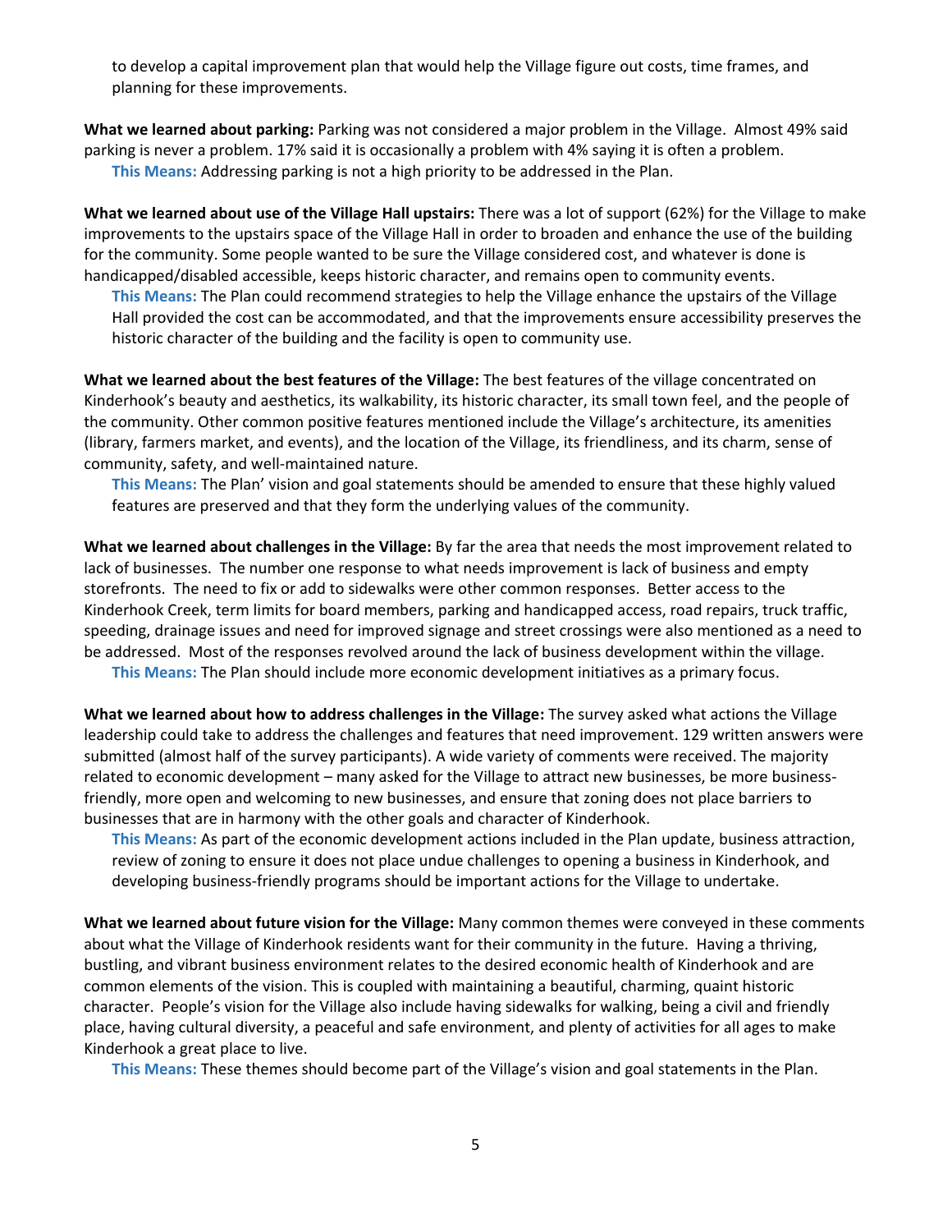to develop a capital improvement plan that would help the Village figure out costs, time frames, and planning for these improvements.

**What we learned about parking:** Parking was not considered a major problem in the Village. Almost 49% said parking is never a problem. 17% said it is occasionally a problem with 4% saying it is often a problem.

**This Means:** Addressing parking is not a high priority to be addressed in the Plan.

**What we learned about use of the Village Hall upstairs:** There was a lot of support (62%) for the Village to make improvements to the upstairs space of the Village Hall in order to broaden and enhance the use of the building for the community. Some people wanted to be sure the Village considered cost, and whatever is done is handicapped/disabled accessible, keeps historic character, and remains open to community events.

**This Means:** The Plan could recommend strategies to help the Village enhance the upstairs of the Village Hall provided the cost can be accommodated, and that the improvements ensure accessibility preserves the historic character of the building and the facility is open to community use.

**What we learned about the best features of the Village:** The best features of the village concentrated on Kinderhook's beauty and aesthetics, its walkability, its historic character, its small town feel, and the people of the community. Other common positive features mentioned include the Village's architecture, its amenities (library, farmers market, and events), and the location of the Village, its friendliness, and its charm, sense of community, safety, and well-maintained nature.

**This Means:** The Plan' vision and goal statements should be amended to ensure that these highly valued features are preserved and that they form the underlying values of the community.

**What we learned about challenges in the Village:** By far the area that needs the most improvement related to lack of businesses. The number one response to what needs improvement is lack of business and empty storefronts. The need to fix or add to sidewalks were other common responses. Better access to the Kinderhook Creek, term limits for board members, parking and handicapped access, road repairs, truck traffic, speeding, drainage issues and need for improved signage and street crossings were also mentioned as a need to be addressed. Most of the responses revolved around the lack of business development within the village.

**This Means:** The Plan should include more economic development initiatives as a primary focus.

**What we learned about how to address challenges in the Village:** The survey asked what actions the Village leadership could take to address the challenges and features that need improvement. 129 written answers were submitted (almost half of the survey participants). A wide variety of comments were received. The majority related to economic development – many asked for the Village to attract new businesses, be more business-friendly, more open and welcoming to new businesses, and ensure that zoning does not place barriers to businesses that are in harmony with the other goals and character of Kinderhook.

**This Means:** As part of the economic development actions included in the Plan update, business attraction, review of zoning to ensure it does not place undue challenges to opening a business in Kinderhook, and developing business-friendly programs should be important actions for the Village to undertake.

**What we learned about future vision for the Village:** Many common themes were conveyed in these comments about what the Village of Kinderhook residents want for their community in the future. Having a thriving, bustling, and vibrant business environment relates to the desired economic health of Kinderhook and are common elements of the vision. This is coupled with maintaining a beautiful, charming, quaint historic character. People's vision for the Village also include having sidewalks for walking, being a civil and friendly place, having cultural diversity, a peaceful and safe environment, and plenty of activities for all ages to make Kinderhook a great place to live.

**This Means:** These themes should become part of the Village's vision and goal statements in the Plan.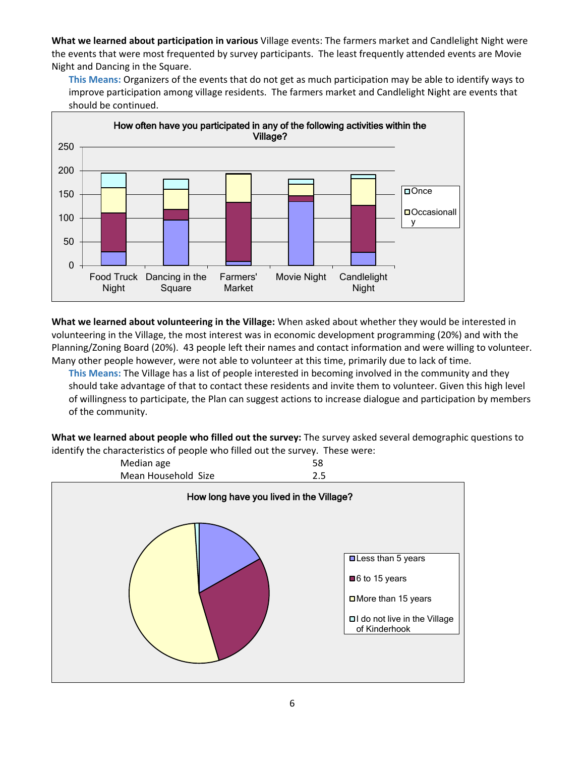**What we learned about participation in various** Village events: The farmers market and Candlelight Night were the events that were most frequented by survey participants. The least frequently attended events are Movie Night and Dancing in the Square.

**This Means:** Organizers of the events that do not get as much participation may be able to identify ways to improve participation among village residents. The farmers market and Candlelight Night are events that should be continued.

How often have you participated in any of the following activities within the Village?

250
200
150
100
50
0

Food Truck Night
Dancing in the Square
Farmers' Market
Movie Night
Candlelight Night

Once
Occasionally

**What we learned about volunteering in the Village:** When asked about whether they would be interested in volunteering in the Village, the most interest was in economic development programming (20%) and with the Planning/Zoning Board (20%). 43 people left their names and contact information and were willing to volunteer. Many other people however, were not able to volunteer at this time, primarily due to lack of time.

**This Means:** The Village has a list of people interested in becoming involved in the community and they should take advantage of that to contact these residents and invite them to volunteer. Given this high level of willingness to participate, the Plan can suggest actions to increase dialogue and participation by members of the community.

**What we learned about people who filled out the survey:** The survey asked several demographic questions to identify the characteristics of people who filled out the survey. These were:

| | |
|---|---|
| Median age | 58 |
| Mean Household Size | 2.5 |

How long have you lived in the Village?

Less than 5 years
6 to 15 years
More than 15 years
I do not live in the Village of Kinderhook